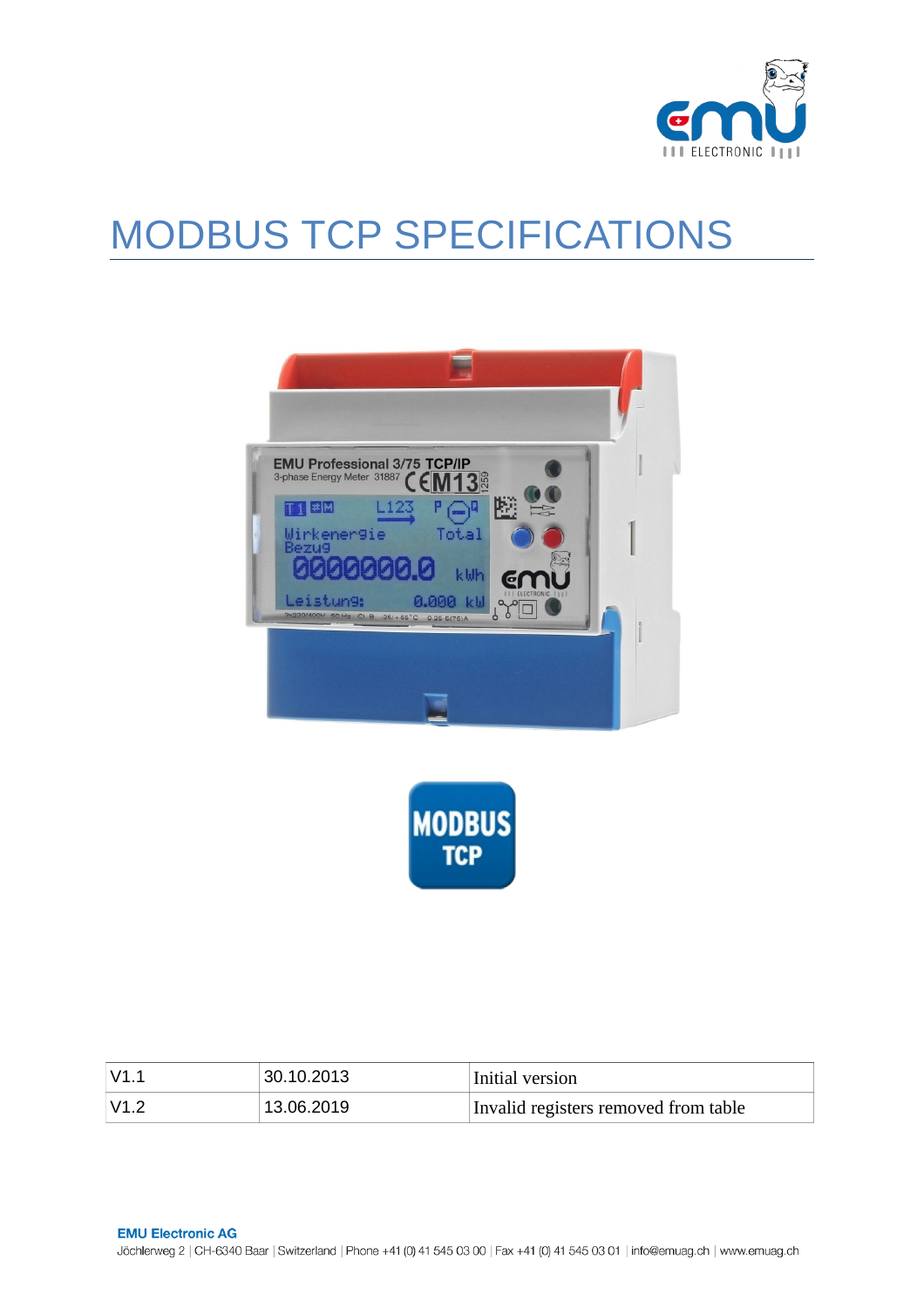# MODBUS TCP SPECIFICATIONS

| V1.1 | 30.10.2013 | Initial version |
|---|---|---|
| V1.2 | 13.06.2019 | Invalid registers removed from table |

**EMU Electronic AG**
Jöchlerweg 2 | CH-6340 Baar | Switzerland | Phone +41 (0) 41 545 03 00 | Fax +41 (0) 41 545 03 01 | info@emuag.ch | www.emuag.ch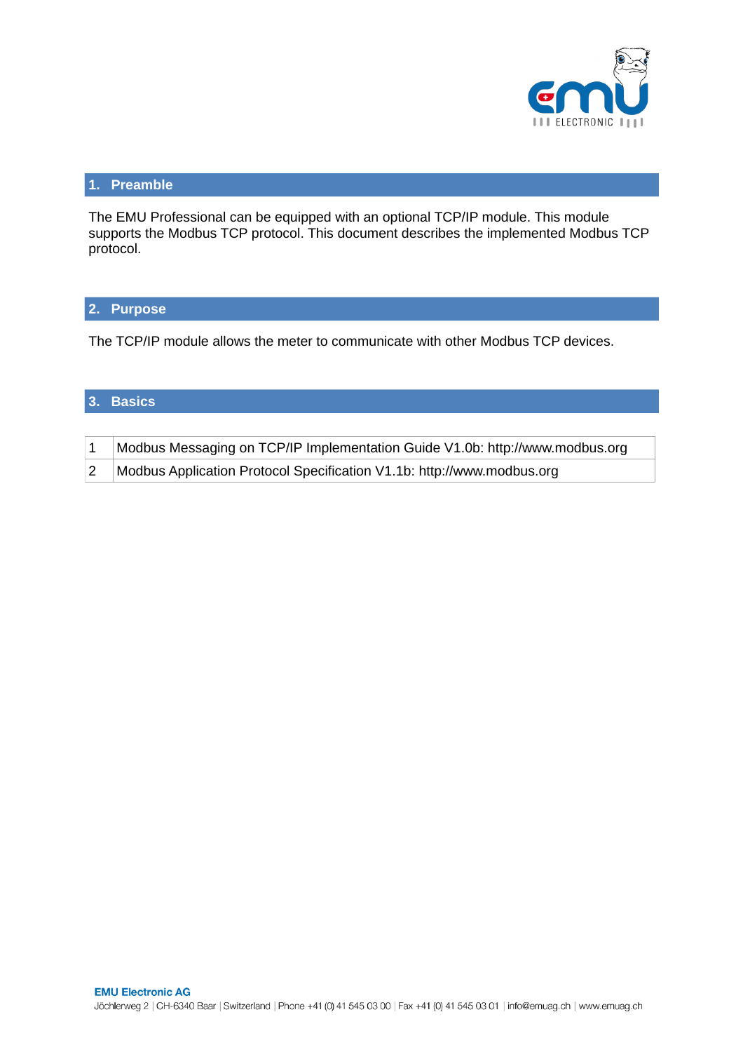## 1. Preamble

The EMU Professional can be equipped with an optional TCP/IP module. This module supports the Modbus TCP protocol. This document describes the implemented Modbus TCP protocol.

## 2. Purpose

The TCP/IP module allows the meter to communicate with other Modbus TCP devices.

## 3. Basics

| | |
|---|---|
| 1 | Modbus Messaging on TCP/IP Implementation Guide V1.0b: http://www.modbus.org |
| 2 | Modbus Application Protocol Specification V1.1b: http://www.modbus.org |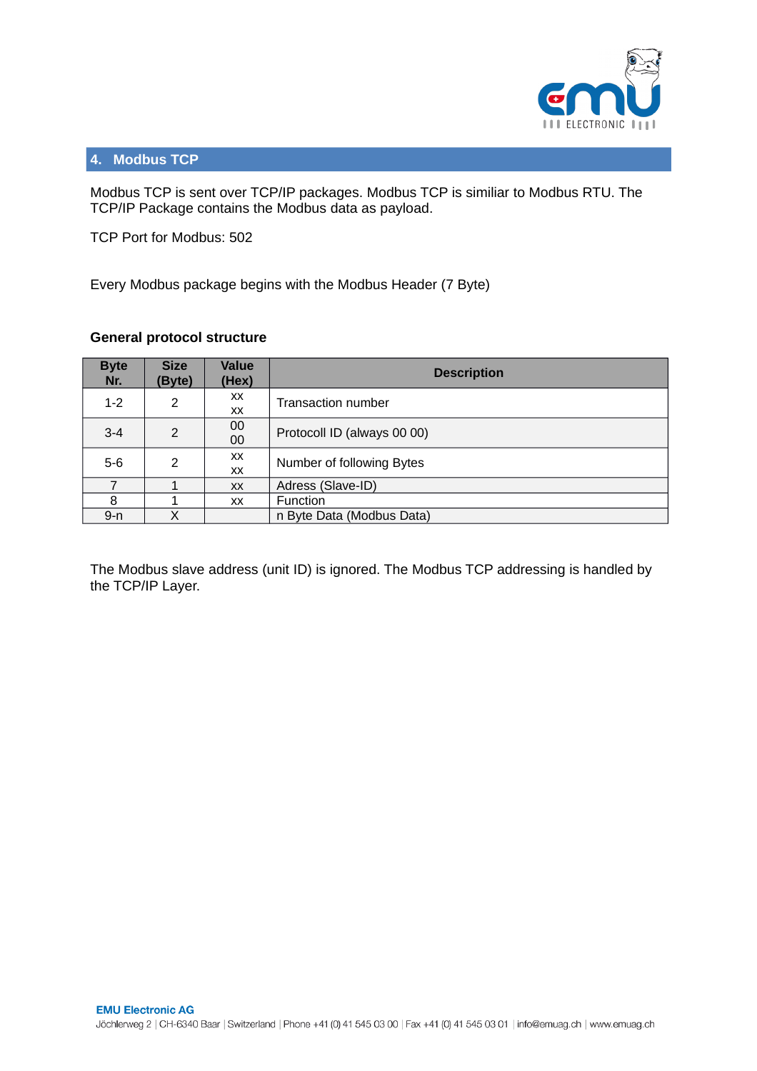## 4. Modbus TCP

Modbus TCP is sent over TCP/IP packages. Modbus TCP is similiar to Modbus RTU. The TCP/IP Package contains the Modbus data as payload.

TCP Port for Modbus: 502

Every Modbus package begins with the Modbus Header (7 Byte)

**General protocol structure**

| Byte Nr. | Size (Byte) | Value (Hex) | Description |
|---|---|---|---|
| 1-2 | 2 | xx xx | Transaction number |
| 3-4 | 2 | 00 00 | Protocoll ID (always 00 00) |
| 5-6 | 2 | xx xx | Number of following Bytes |
| 7 | 1 | xx | Adress (Slave-ID) |
| 8 | 1 | xx | Function |
| 9-n | X | | n Byte Data (Modbus Data) |

The Modbus slave address (unit ID) is ignored. The Modbus TCP addressing is handled by the TCP/IP Layer.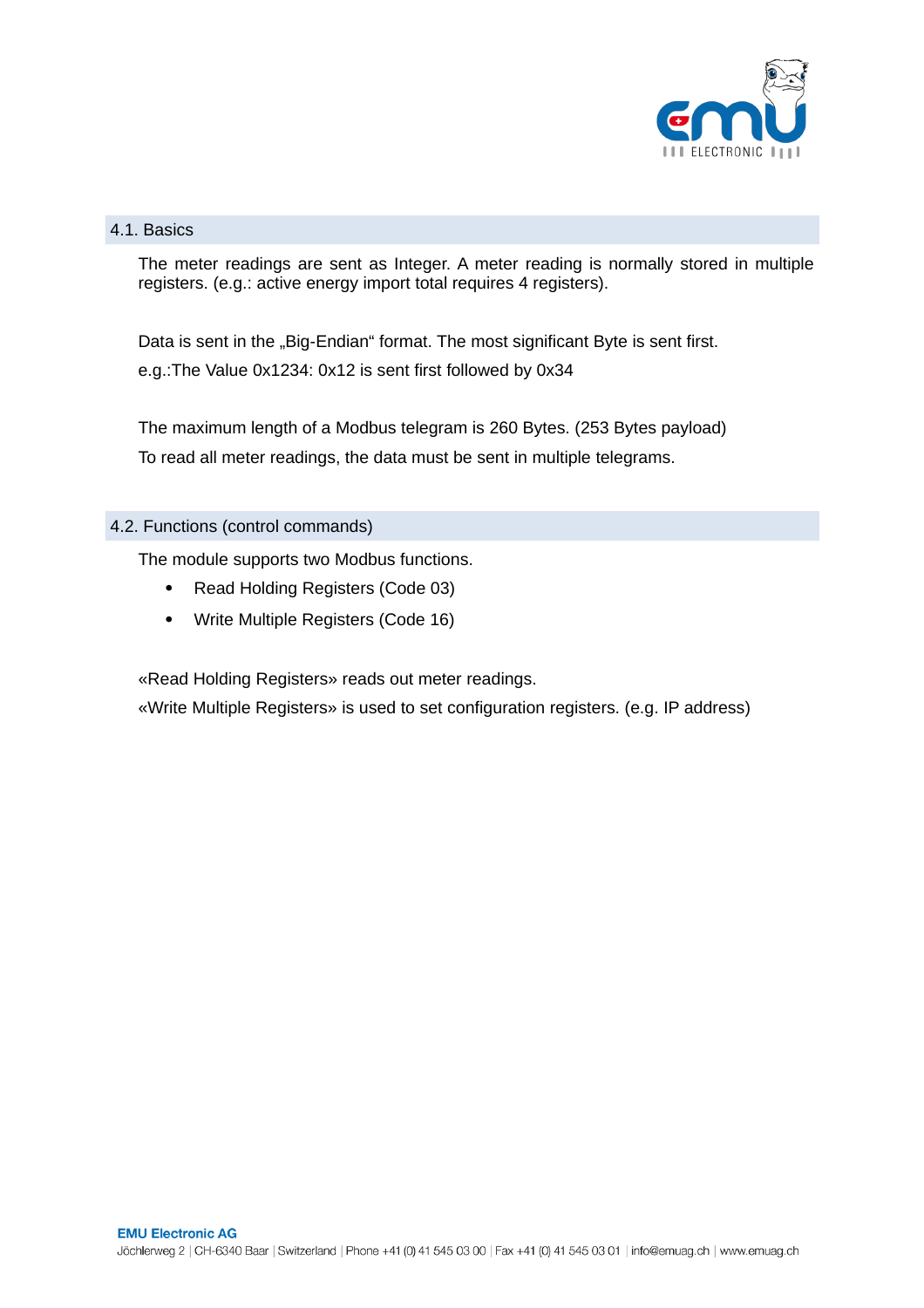## 4.1. Basics

The meter readings are sent as Integer. A meter reading is normally stored in multiple registers. (e.g.: active energy import total requires 4 registers).

Data is sent in the „Big-Endian“ format. The most significant Byte is sent first.

e.g.:The Value 0x1234: 0x12 is sent first followed by 0x34

The maximum length of a Modbus telegram is 260 Bytes. (253 Bytes payload)

To read all meter readings, the data must be sent in multiple telegrams.

## 4.2. Functions (control commands)

The module supports two Modbus functions.

- Read Holding Registers (Code 03)
- Write Multiple Registers (Code 16)

«Read Holding Registers» reads out meter readings.

«Write Multiple Registers» is used to set configuration registers. (e.g. IP address)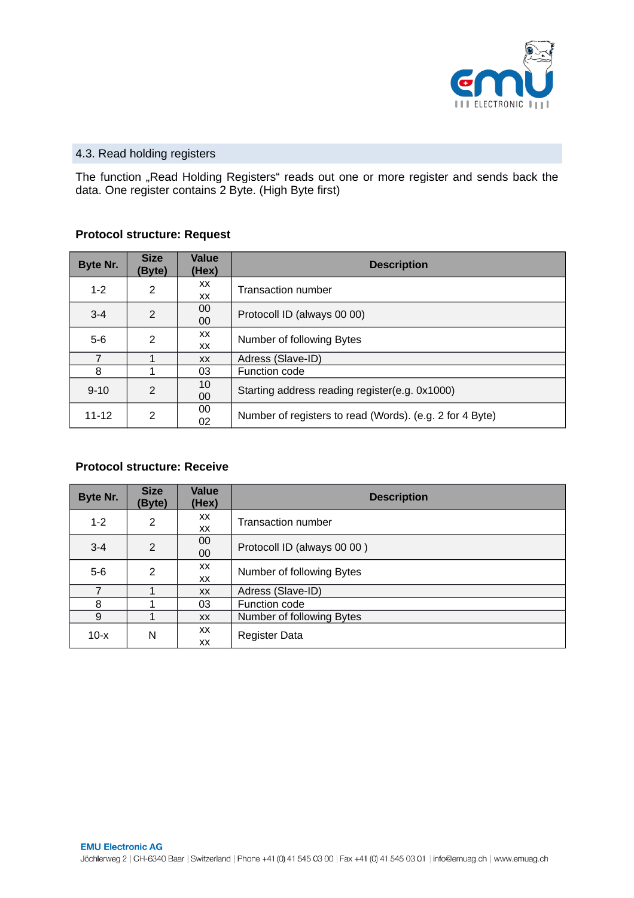## 4.3. Read holding registers

The function „Read Holding Registers“ reads out one or more register and sends back the data. One register contains 2 Byte. (High Byte first)

**Protocol structure: Request**

| Byte Nr. | Size (Byte) | Value (Hex) | Description |
|---|---|---|---|
| 1-2 | 2 | xx xx | Transaction number |
| 3-4 | 2 | 00 00 | Protocoll ID (always 00 00) |
| 5-6 | 2 | xx xx | Number of following Bytes |
| 7 | 1 | xx | Adress (Slave-ID) |
| 8 | 1 | 03 | Function code |
| 9-10 | 2 | 10 00 | Starting address reading register(e.g. 0x1000) |
| 11-12 | 2 | 00 02 | Number of registers to read (Words). (e.g. 2 for 4 Byte) |

**Protocol structure: Receive**

| Byte Nr. | Size (Byte) | Value (Hex) | Description |
|---|---|---|---|
| 1-2 | 2 | xx xx | Transaction number |
| 3-4 | 2 | 00 00 | Protocoll ID (always 00 00 ) |
| 5-6 | 2 | xx xx | Number of following Bytes |
| 7 | 1 | xx | Adress (Slave-ID) |
| 8 | 1 | 03 | Function code |
| 9 | 1 | xx | Number of following Bytes |
| 10-x | N | xx xx | Register Data |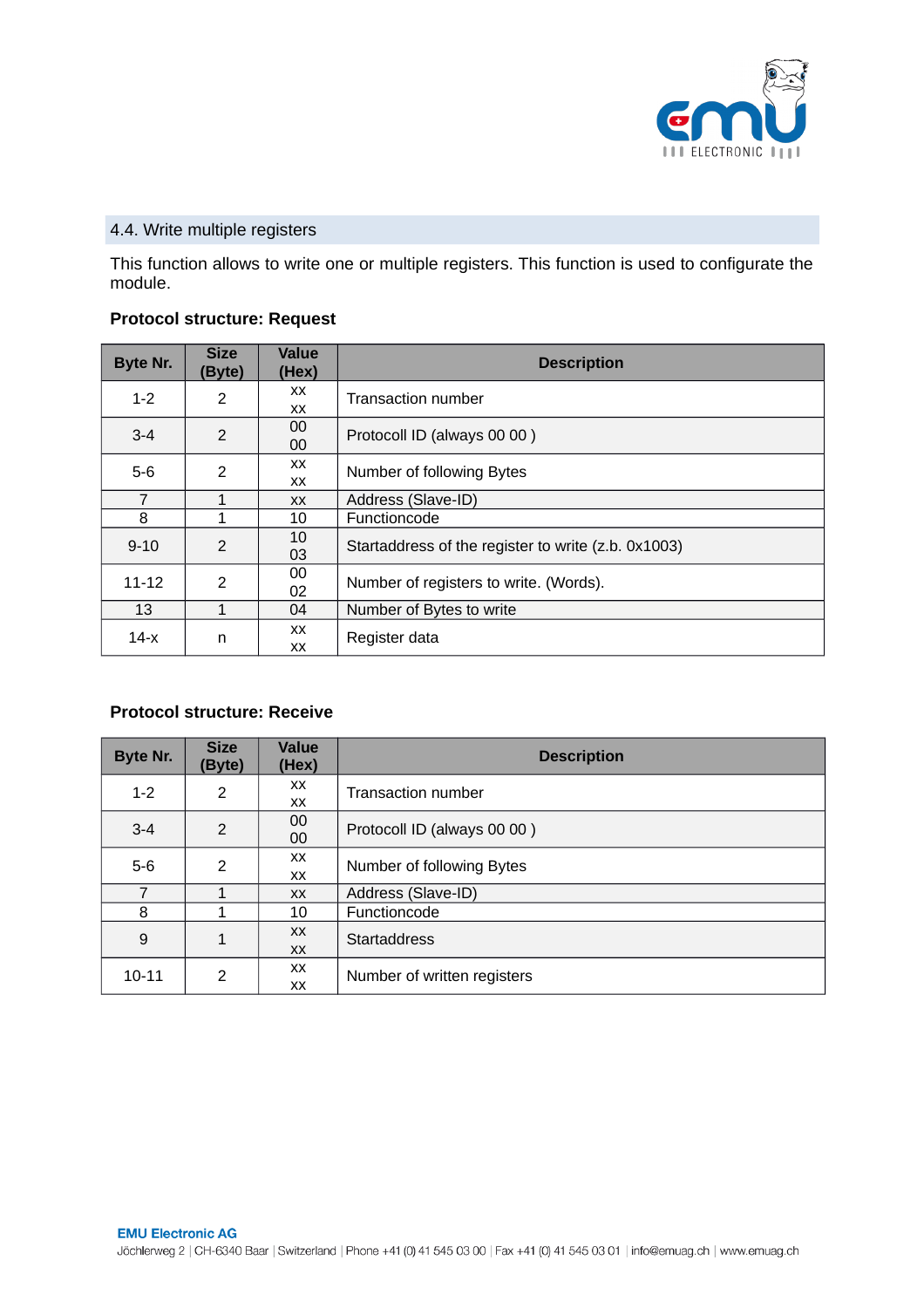## 4.4. Write multiple registers

This function allows to write one or multiple registers. This function is used to configurate the module.

**Protocol structure: Request**

| Byte Nr. | Size (Byte) | Value (Hex) | Description |
|---|---|---|---|
| 1-2 | 2 | xx xx | Transaction number |
| 3-4 | 2 | 00 00 | Protocoll ID (always 00 00 ) |
| 5-6 | 2 | xx xx | Number of following Bytes |
| 7 | 1 | xx | Address (Slave-ID) |
| 8 | 1 | 10 | Functioncode |
| 9-10 | 2 | 10 03 | Startaddress of the register to write (z.b. 0x1003) |
| 11-12 | 2 | 00 02 | Number of registers to write. (Words). |
| 13 | 1 | 04 | Number of Bytes to write |
| 14-x | n | xx xx | Register data |

**Protocol structure: Receive**

| Byte Nr. | Size (Byte) | Value (Hex) | Description |
|---|---|---|---|
| 1-2 | 2 | xx xx | Transaction number |
| 3-4 | 2 | 00 00 | Protocoll ID (always 00 00 ) |
| 5-6 | 2 | xx xx | Number of following Bytes |
| 7 | 1 | xx | Address (Slave-ID) |
| 8 | 1 | 10 | Functioncode |
| 9 | 1 | xx xx | Startaddress |
| 10-11 | 2 | xx xx | Number of written registers |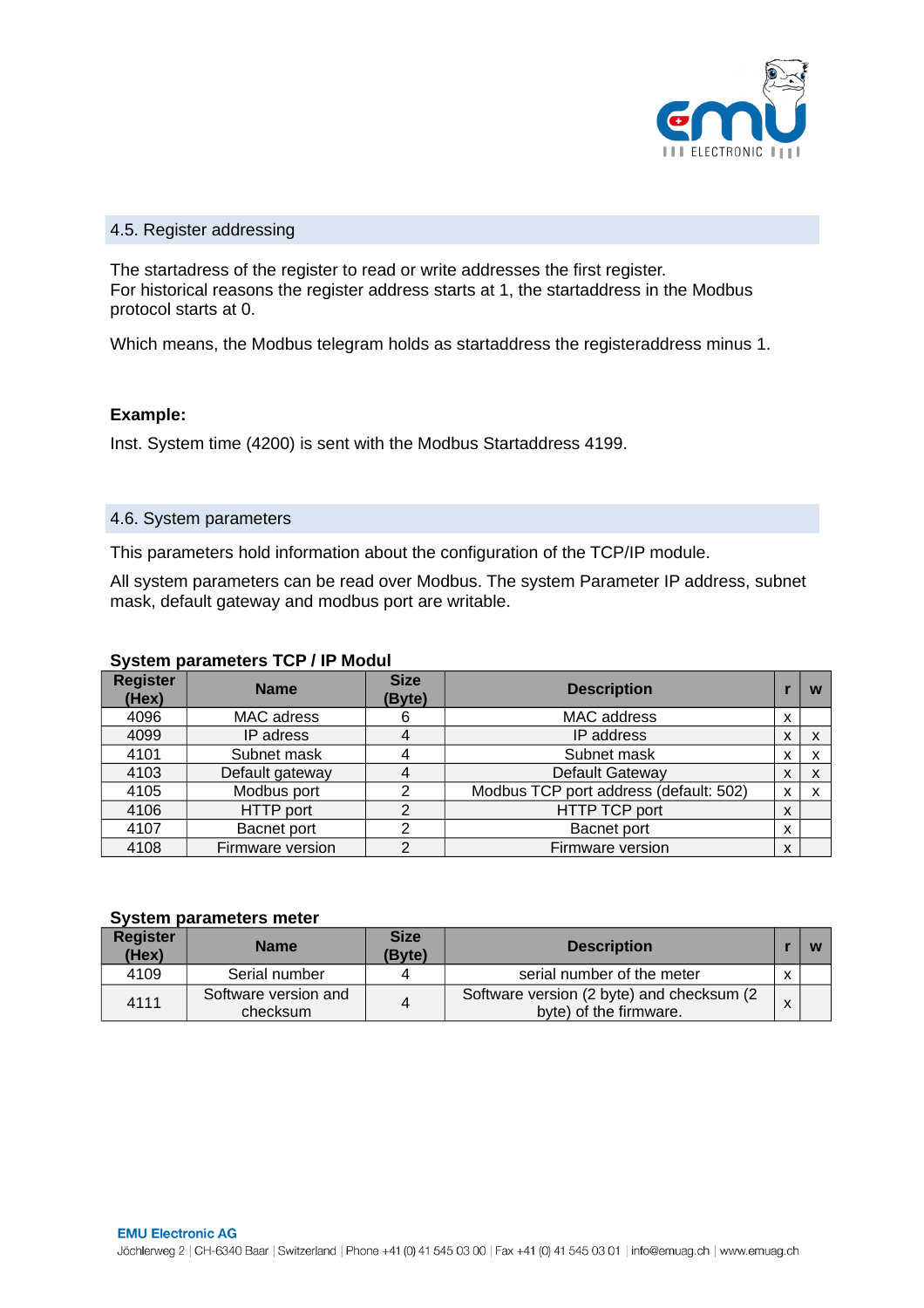## 4.5. Register addressing

The startadress of the register to read or write addresses the first register.
For historical reasons the register address starts at 1, the startaddress in the Modbus protocol starts at 0.

Which means, the Modbus telegram holds as startaddress the registeraddress minus 1.

**Example:**

Inst. System time (4200) is sent with the Modbus Startaddress 4199.

## 4.6. System parameters

This parameters hold information about the configuration of the TCP/IP module.

All system parameters can be read over Modbus. The system Parameter IP address, subnet mask, default gateway and modbus port are writable.

**System parameters TCP / IP Modul**

| Register (Hex) | Name | Size (Byte) | Description | r | w |
|---|---|---|---|---|---|
| 4096 | MAC adress | 6 | MAC address | x | |
| 4099 | IP adress | 4 | IP address | x | x |
| 4101 | Subnet mask | 4 | Subnet mask | x | x |
| 4103 | Default gateway | 4 | Default Gateway | x | x |
| 4105 | Modbus port | 2 | Modbus TCP port address (default: 502) | x | x |
| 4106 | HTTP port | 2 | HTTP TCP port | x | |
| 4107 | Bacnet port | 2 | Bacnet port | x | |
| 4108 | Firmware version | 2 | Firmware version | x | |

**System parameters meter**

| Register (Hex) | Name | Size (Byte) | Description | r | w |
|---|---|---|---|---|---|
| 4109 | Serial number | 4 | serial number of the meter | x | |
| 4111 | Software version and checksum | 4 | Software version (2 byte) and checksum (2 byte) of the firmware. | x | |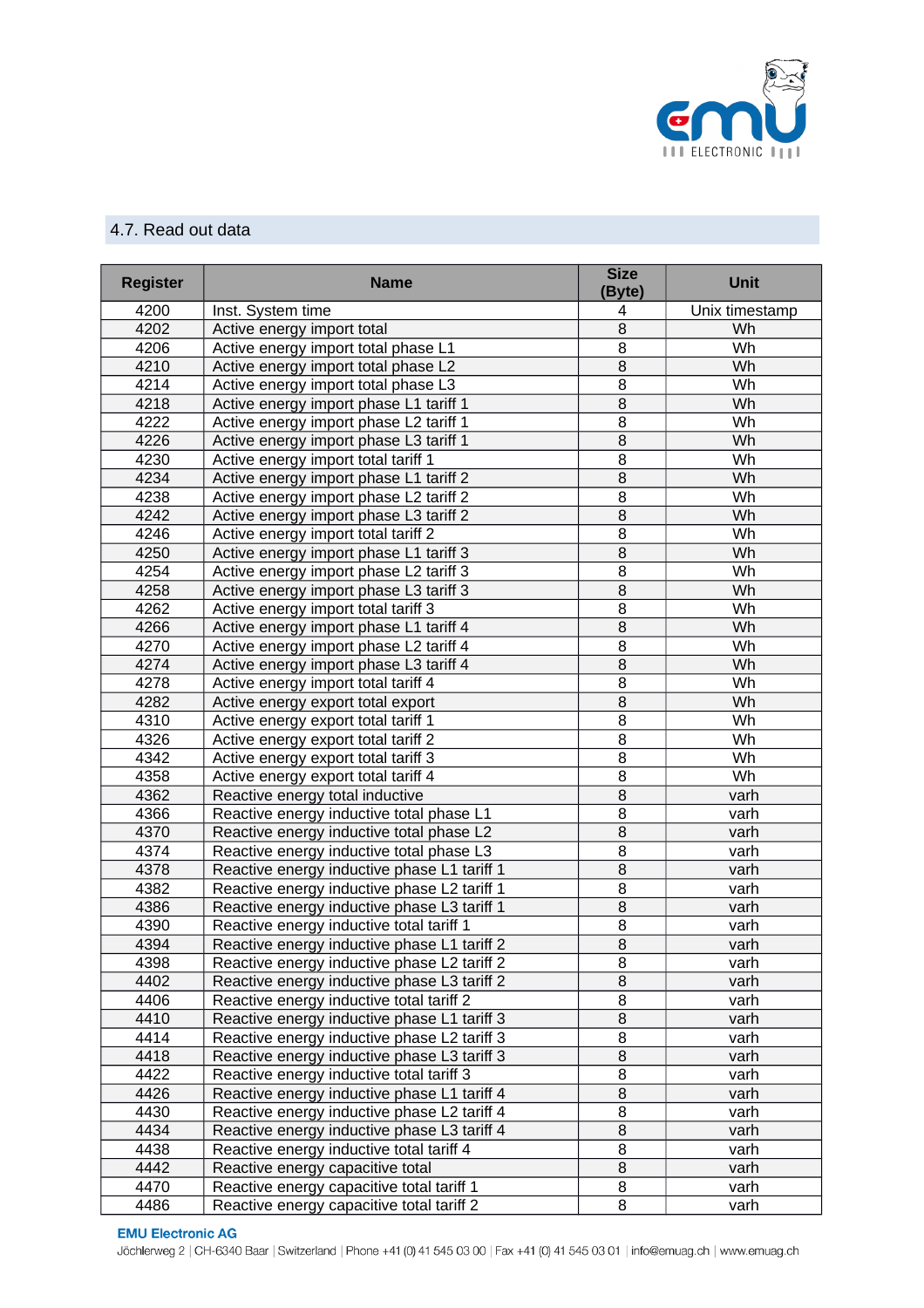## 4.7. Read out data

| Register | Name | Size (Byte) | Unit |
|---|---|---|---|
| 4200 | Inst. System time | 4 | Unix timestamp |
| 4202 | Active energy import total | 8 | Wh |
| 4206 | Active energy import total phase L1 | 8 | Wh |
| 4210 | Active energy import total phase L2 | 8 | Wh |
| 4214 | Active energy import total phase L3 | 8 | Wh |
| 4218 | Active energy import phase L1 tariff 1 | 8 | Wh |
| 4222 | Active energy import phase L2 tariff 1 | 8 | Wh |
| 4226 | Active energy import phase L3 tariff 1 | 8 | Wh |
| 4230 | Active energy import total tariff 1 | 8 | Wh |
| 4234 | Active energy import phase L1 tariff 2 | 8 | Wh |
| 4238 | Active energy import phase L2 tariff 2 | 8 | Wh |
| 4242 | Active energy import phase L3 tariff 2 | 8 | Wh |
| 4246 | Active energy import total tariff 2 | 8 | Wh |
| 4250 | Active energy import phase L1 tariff 3 | 8 | Wh |
| 4254 | Active energy import phase L2 tariff 3 | 8 | Wh |
| 4258 | Active energy import phase L3 tariff 3 | 8 | Wh |
| 4262 | Active energy import total tariff 3 | 8 | Wh |
| 4266 | Active energy import phase L1 tariff 4 | 8 | Wh |
| 4270 | Active energy import phase L2 tariff 4 | 8 | Wh |
| 4274 | Active energy import phase L3 tariff 4 | 8 | Wh |
| 4278 | Active energy import total tariff 4 | 8 | Wh |
| 4282 | Active energy export total export | 8 | Wh |
| 4310 | Active energy export total tariff 1 | 8 | Wh |
| 4326 | Active energy export total tariff 2 | 8 | Wh |
| 4342 | Active energy export total tariff 3 | 8 | Wh |
| 4358 | Active energy export total tariff 4 | 8 | Wh |
| 4362 | Reactive energy total inductive | 8 | varh |
| 4366 | Reactive energy inductive total phase L1 | 8 | varh |
| 4370 | Reactive energy inductive total phase L2 | 8 | varh |
| 4374 | Reactive energy inductive total phase L3 | 8 | varh |
| 4378 | Reactive energy inductive phase L1 tariff 1 | 8 | varh |
| 4382 | Reactive energy inductive phase L2 tariff 1 | 8 | varh |
| 4386 | Reactive energy inductive phase L3 tariff 1 | 8 | varh |
| 4390 | Reactive energy inductive total tariff 1 | 8 | varh |
| 4394 | Reactive energy inductive phase L1 tariff 2 | 8 | varh |
| 4398 | Reactive energy inductive phase L2 tariff 2 | 8 | varh |
| 4402 | Reactive energy inductive phase L3 tariff 2 | 8 | varh |
| 4406 | Reactive energy inductive total tariff 2 | 8 | varh |
| 4410 | Reactive energy inductive phase L1 tariff 3 | 8 | varh |
| 4414 | Reactive energy inductive phase L2 tariff 3 | 8 | varh |
| 4418 | Reactive energy inductive phase L3 tariff 3 | 8 | varh |
| 4422 | Reactive energy inductive total tariff 3 | 8 | varh |
| 4426 | Reactive energy inductive phase L1 tariff 4 | 8 | varh |
| 4430 | Reactive energy inductive phase L2 tariff 4 | 8 | varh |
| 4434 | Reactive energy inductive phase L3 tariff 4 | 8 | varh |
| 4438 | Reactive energy inductive total tariff 4 | 8 | varh |
| 4442 | Reactive energy capacitive total | 8 | varh |
| 4470 | Reactive energy capacitive total tariff 1 | 8 | varh |
| 4486 | Reactive energy capacitive total tariff 2 | 8 | varh |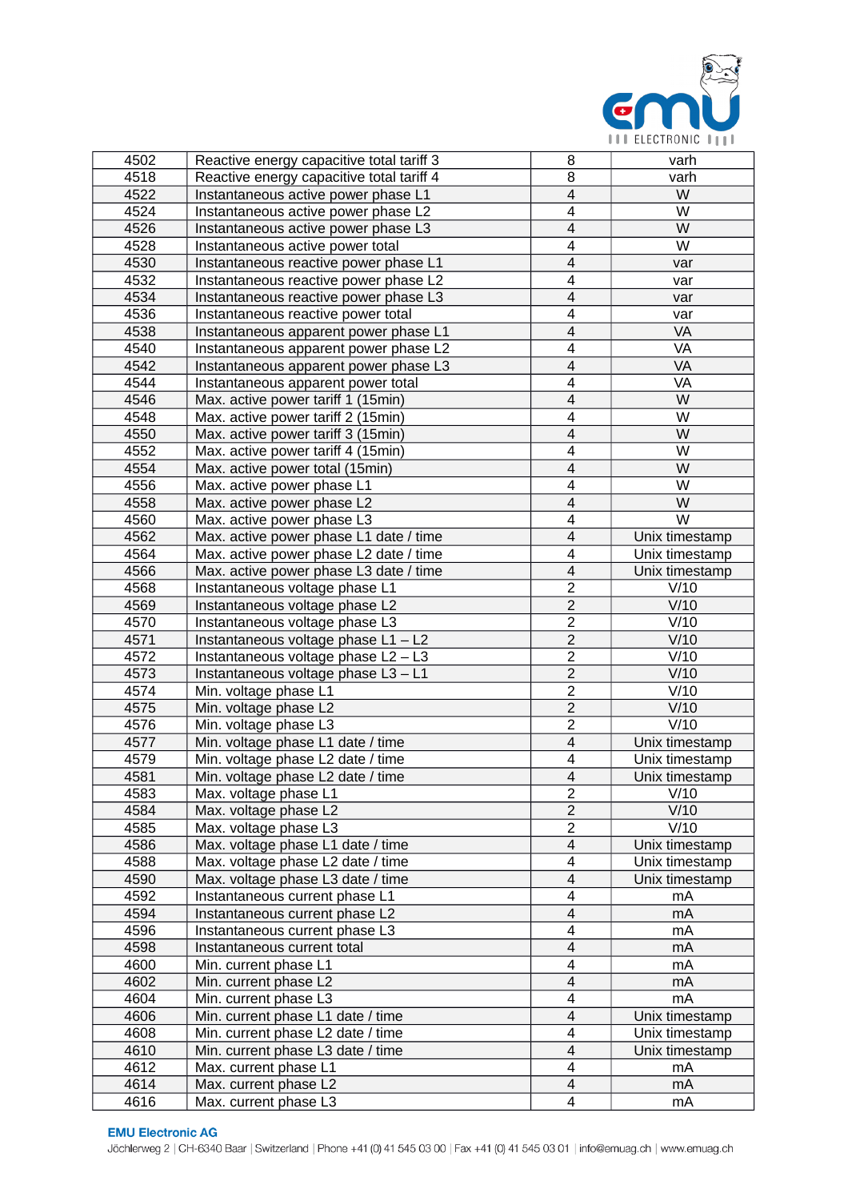| 4502 | Reactive energy capacitive total tariff 3 | 8 | varh |
|---|---|---|---|
| 4518 | Reactive energy capacitive total tariff 4 | 8 | varh |
| 4522 | Instantaneous active power phase L1 | 4 | W |
| 4524 | Instantaneous active power phase L2 | 4 | W |
| 4526 | Instantaneous active power phase L3 | 4 | W |
| 4528 | Instantaneous active power total | 4 | W |
| 4530 | Instantaneous reactive power phase L1 | 4 | var |
| 4532 | Instantaneous reactive power phase L2 | 4 | var |
| 4534 | Instantaneous reactive power phase L3 | 4 | var |
| 4536 | Instantaneous reactive power total | 4 | var |
| 4538 | Instantaneous apparent power phase L1 | 4 | VA |
| 4540 | Instantaneous apparent power phase L2 | 4 | VA |
| 4542 | Instantaneous apparent power phase L3 | 4 | VA |
| 4544 | Instantaneous apparent power total | 4 | VA |
| 4546 | Max. active power tariff 1 (15min) | 4 | W |
| 4548 | Max. active power tariff 2 (15min) | 4 | W |
| 4550 | Max. active power tariff 3 (15min) | 4 | W |
| 4552 | Max. active power tariff 4 (15min) | 4 | W |
| 4554 | Max. active power total (15min) | 4 | W |
| 4556 | Max. active power phase L1 | 4 | W |
| 4558 | Max. active power phase L2 | 4 | W |
| 4560 | Max. active power phase L3 | 4 | W |
| 4562 | Max. active power phase L1 date / time | 4 | Unix timestamp |
| 4564 | Max. active power phase L2 date / time | 4 | Unix timestamp |
| 4566 | Max. active power phase L3 date / time | 4 | Unix timestamp |
| 4568 | Instantaneous voltage phase L1 | 2 | V/10 |
| 4569 | Instantaneous voltage phase L2 | 2 | V/10 |
| 4570 | Instantaneous voltage phase L3 | 2 | V/10 |
| 4571 | Instantaneous voltage phase L1 – L2 | 2 | V/10 |
| 4572 | Instantaneous voltage phase L2 – L3 | 2 | V/10 |
| 4573 | Instantaneous voltage phase L3 – L1 | 2 | V/10 |
| 4574 | Min. voltage phase L1 | 2 | V/10 |
| 4575 | Min. voltage phase L2 | 2 | V/10 |
| 4576 | Min. voltage phase L3 | 2 | V/10 |
| 4577 | Min. voltage phase L1 date / time | 4 | Unix timestamp |
| 4579 | Min. voltage phase L2 date / time | 4 | Unix timestamp |
| 4581 | Min. voltage phase L2 date / time | 4 | Unix timestamp |
| 4583 | Max. voltage phase L1 | 2 | V/10 |
| 4584 | Max. voltage phase L2 | 2 | V/10 |
| 4585 | Max. voltage phase L3 | 2 | V/10 |
| 4586 | Max. voltage phase L1 date / time | 4 | Unix timestamp |
| 4588 | Max. voltage phase L2 date / time | 4 | Unix timestamp |
| 4590 | Max. voltage phase L3 date / time | 4 | Unix timestamp |
| 4592 | Instantaneous current phase L1 | 4 | mA |
| 4594 | Instantaneous current phase L2 | 4 | mA |
| 4596 | Instantaneous current phase L3 | 4 | mA |
| 4598 | Instantaneous current total | 4 | mA |
| 4600 | Min. current phase L1 | 4 | mA |
| 4602 | Min. current phase L2 | 4 | mA |
| 4604 | Min. current phase L3 | 4 | mA |
| 4606 | Min. current phase L1 date / time | 4 | Unix timestamp |
| 4608 | Min. current phase L2 date / time | 4 | Unix timestamp |
| 4610 | Min. current phase L3 date / time | 4 | Unix timestamp |
| 4612 | Max. current phase L1 | 4 | mA |
| 4614 | Max. current phase L2 | 4 | mA |
| 4616 | Max. current phase L3 | 4 | mA |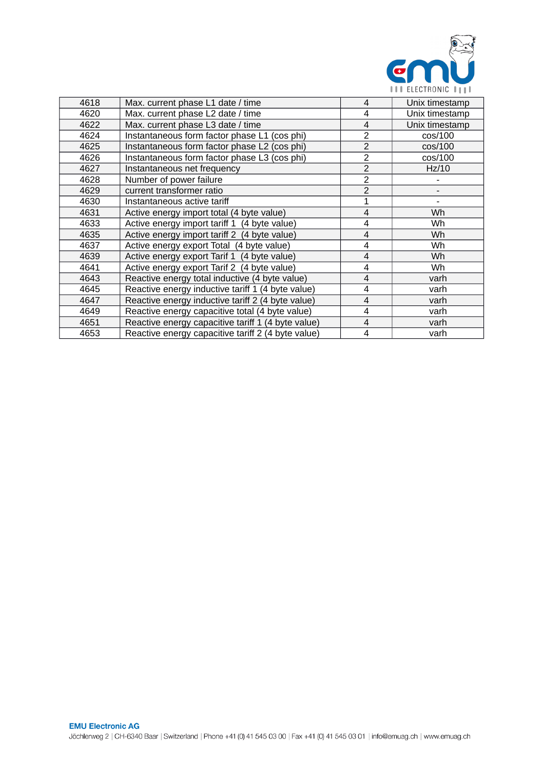| 4618 | Max. current phase L1 date / time | 4 | Unix timestamp |
|---|---|---|---|
| 4620 | Max. current phase L2 date / time | 4 | Unix timestamp |
| 4622 | Max. current phase L3 date / time | 4 | Unix timestamp |
| 4624 | Instantaneous form factor phase L1 (cos phi) | 2 | cos/100 |
| 4625 | Instantaneous form factor phase L2 (cos phi) | 2 | cos/100 |
| 4626 | Instantaneous form factor phase L3 (cos phi) | 2 | cos/100 |
| 4627 | Instantaneous net frequency | 2 | Hz/10 |
| 4628 | Number of power failure | 2 | - |
| 4629 | current transformer ratio | 2 | - |
| 4630 | Instantaneous active tariff | 1 | - |
| 4631 | Active energy import total (4 byte value) | 4 | Wh |
| 4633 | Active energy import tariff 1  (4 byte value) | 4 | Wh |
| 4635 | Active energy import tariff 2  (4 byte value) | 4 | Wh |
| 4637 | Active energy export Total  (4 byte value) | 4 | Wh |
| 4639 | Active energy export Tarif 1  (4 byte value) | 4 | Wh |
| 4641 | Active energy export Tarif 2  (4 byte value) | 4 | Wh |
| 4643 | Reactive energy total inductive (4 byte value) | 4 | varh |
| 4645 | Reactive energy inductive tariff 1 (4 byte value) | 4 | varh |
| 4647 | Reactive energy inductive tariff 2 (4 byte value) | 4 | varh |
| 4649 | Reactive energy capacitive total (4 byte value) | 4 | varh |
| 4651 | Reactive energy capacitive tariff 1 (4 byte value) | 4 | varh |
| 4653 | Reactive energy capacitive tariff 2 (4 byte value) | 4 | varh |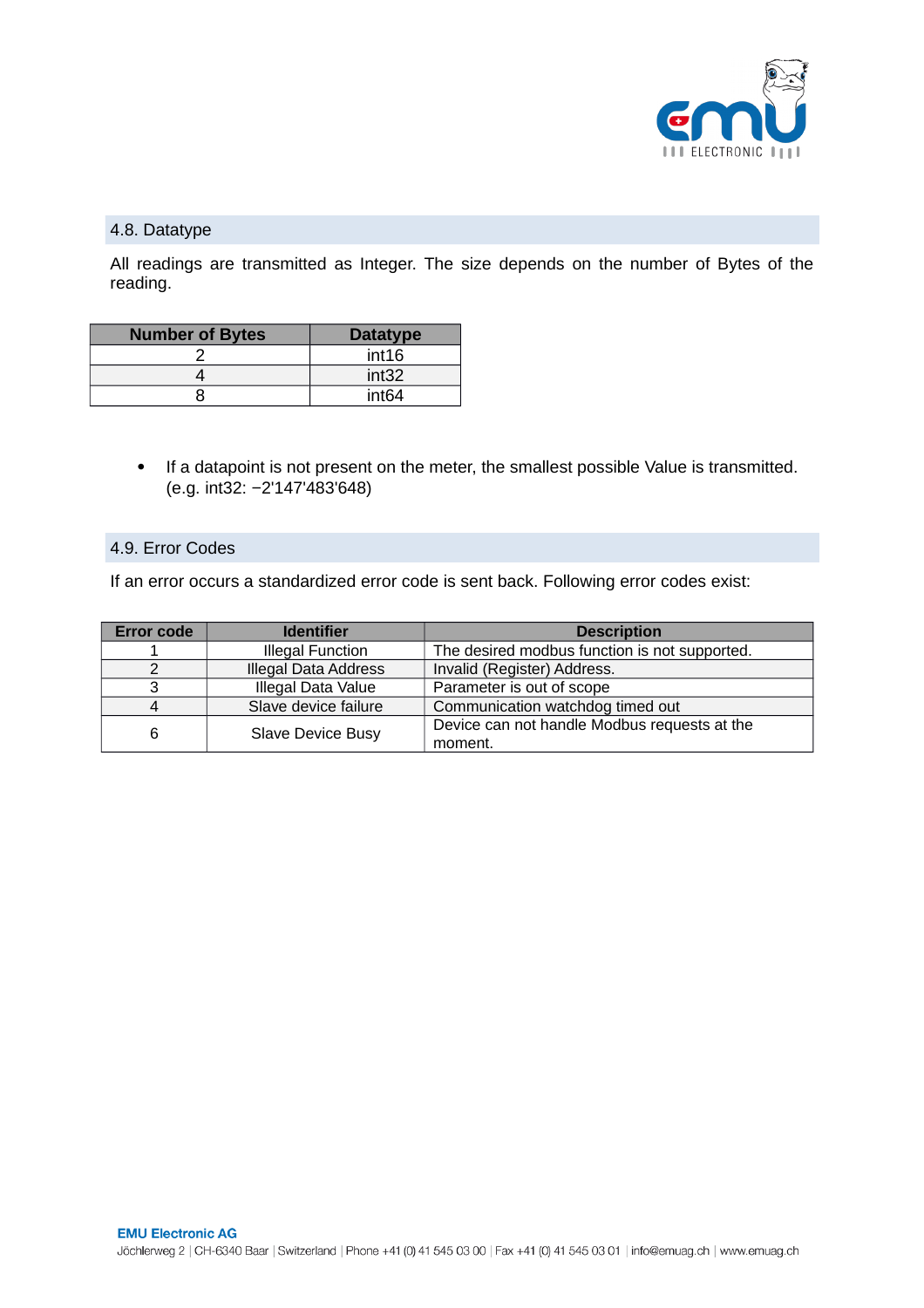## 4.8. Datatype

All readings are transmitted as Integer. The size depends on the number of Bytes of the reading.

| Number of Bytes | Datatype |
|---|---|
| 2 | int16 |
| 4 | int32 |
| 8 | int64 |

- If a datapoint is not present on the meter, the smallest possible Value is transmitted. (e.g. int32: −2'147'483'648)

## 4.9. Error Codes

If an error occurs a standardized error code is sent back. Following error codes exist:

| Error code | Identifier | Description |
|---|---|---|
| 1 | Illegal Function | The desired modbus function is not supported. |
| 2 | Illegal Data Address | Invalid (Register) Address. |
| 3 | Illegal Data Value | Parameter is out of scope |
| 4 | Slave device failure | Communication watchdog timed out |
| 6 | Slave Device Busy | Device can not handle Modbus requests at the moment. |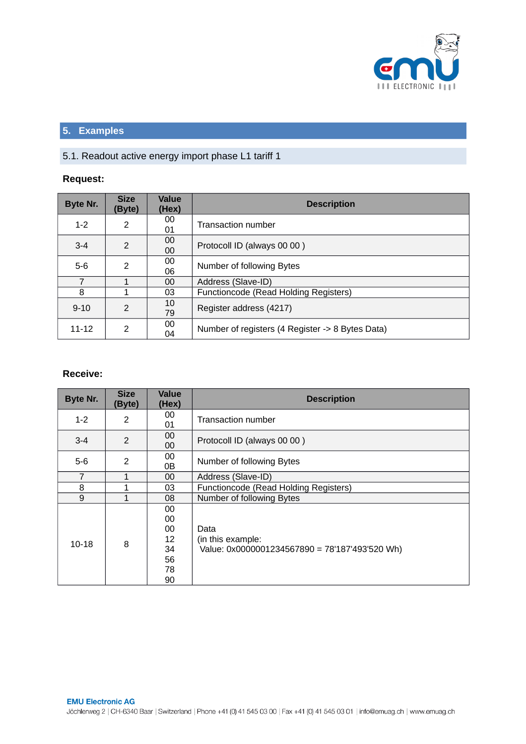## 5. Examples

### 5.1. Readout active energy import phase L1 tariff 1

**Request:**

| Byte Nr. | Size (Byte) | Value (Hex) | Description |
|---|---|---|---|
| 1-2 | 2 | 00 01 | Transaction number |
| 3-4 | 2 | 00 00 | Protocoll ID (always 00 00 ) |
| 5-6 | 2 | 00 06 | Number of following Bytes |
| 7 | 1 | 00 | Address (Slave-ID) |
| 8 | 1 | 03 | Functioncode (Read Holding Registers) |
| 9-10 | 2 | 10 79 | Register address (4217) |
| 11-12 | 2 | 00 04 | Number of registers (4 Register -> 8 Bytes Data) |

**Receive:**

| Byte Nr. | Size (Byte) | Value (Hex) | Description |
|---|---|---|---|
| 1-2 | 2 | 00 01 | Transaction number |
| 3-4 | 2 | 00 00 | Protocoll ID (always 00 00 ) |
| 5-6 | 2 | 00 0B | Number of following Bytes |
| 7 | 1 | 00 | Address (Slave-ID) |
| 8 | 1 | 03 | Functioncode (Read Holding Registers) |
| 9 | 1 | 08 | Number of following Bytes |
| 10-18 | 8 | 00 00 00 12 34 56 78 90 | Data (in this example: Value: 0x0000001234567890 = 78'187'493'520 Wh) |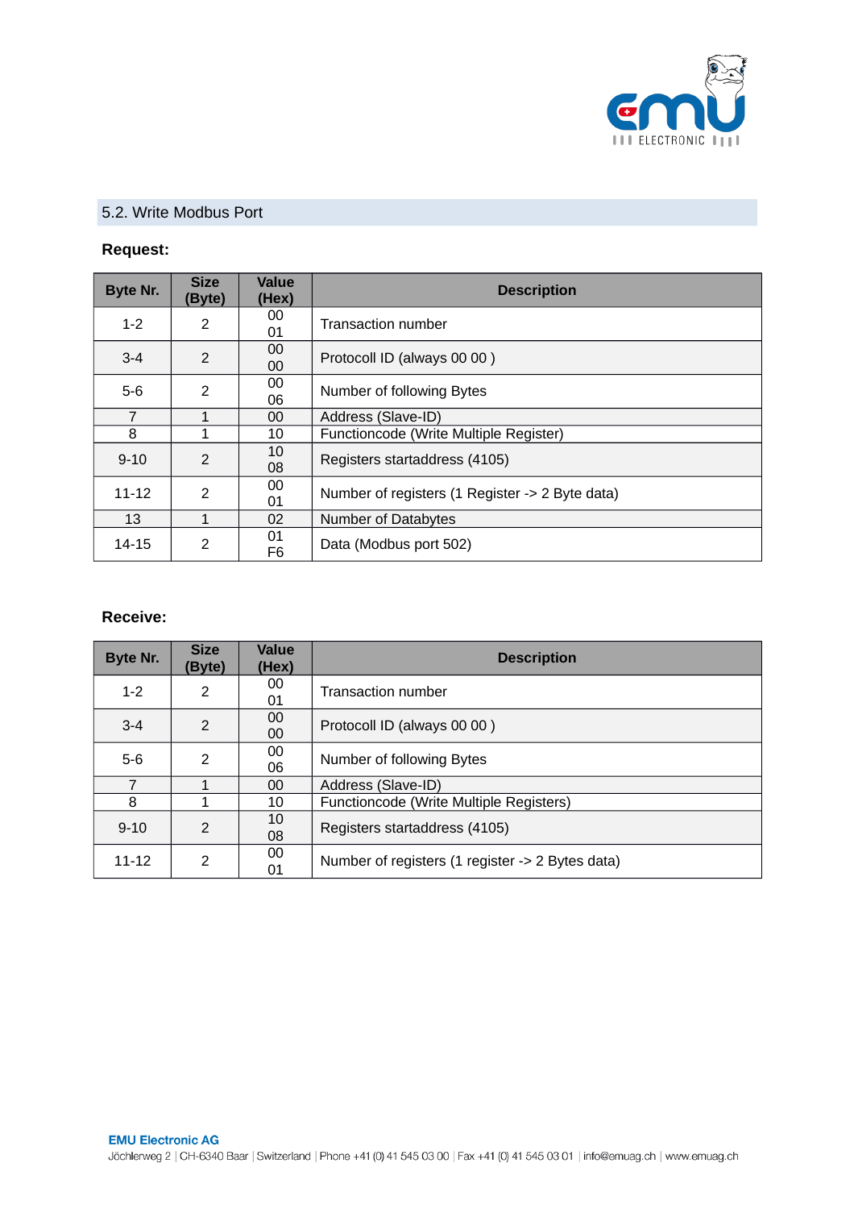## 5.2. Write Modbus Port

**Request:**

| Byte Nr. | Size (Byte) | Value (Hex) | Description |
|---|---|---|---|
| 1-2 | 2 | 00 01 | Transaction number |
| 3-4 | 2 | 00 00 | Protocoll ID (always 00 00 ) |
| 5-6 | 2 | 00 06 | Number of following Bytes |
| 7 | 1 | 00 | Address (Slave-ID) |
| 8 | 1 | 10 | Functioncode (Write Multiple Register) |
| 9-10 | 2 | 10 08 | Registers startaddress (4105) |
| 11-12 | 2 | 00 01 | Number of registers (1 Register -> 2 Byte data) |
| 13 | 1 | 02 | Number of Databytes |
| 14-15 | 2 | 01 F6 | Data (Modbus port 502) |

**Receive:**

| Byte Nr. | Size (Byte) | Value (Hex) | Description |
|---|---|---|---|
| 1-2 | 2 | 00 01 | Transaction number |
| 3-4 | 2 | 00 00 | Protocoll ID (always 00 00 ) |
| 5-6 | 2 | 00 06 | Number of following Bytes |
| 7 | 1 | 00 | Address (Slave-ID) |
| 8 | 1 | 10 | Functioncode (Write Multiple Registers) |
| 9-10 | 2 | 10 08 | Registers startaddress (4105) |
| 11-12 | 2 | 00 01 | Number of registers (1 register -> 2 Bytes data) |